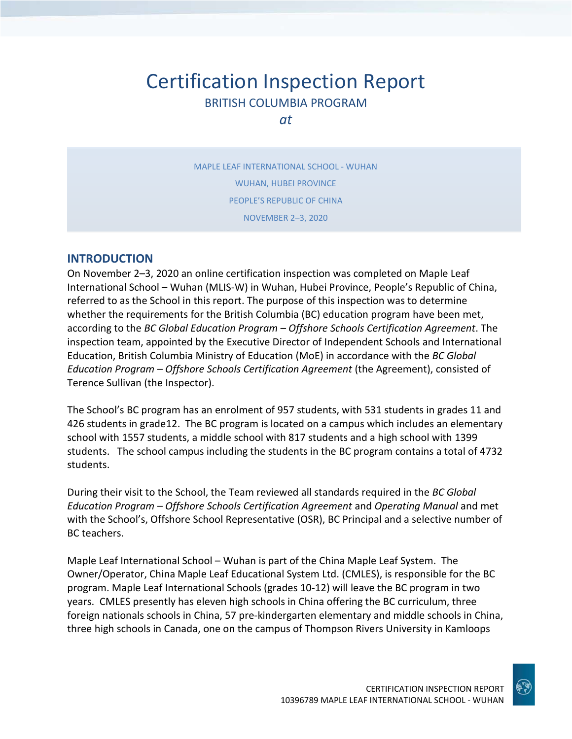# Certification Inspection Report

BRITISH COLUMBIA PROGRAM

*at*

MAPLE LEAF INTERNATIONAL SCHOOL - WUHAN

WUHAN, HUBEI PROVINCE

PEOPLE'S REPUBLIC OF CHINA

NOVEMBER 2–3, 2020

## INTRODUCTION

On November 2–3, 2020 an online certification inspection was completed on Maple Leaf International School – Wuhan (MLIS-W) in Wuhan, Hubei Province, People's Republic of China, referred to as the School in this report. The purpose of this inspection was to determine whether the requirements for the British Columbia (BC) education program have been met, according to the *BC Global Education Program – Offshore Schools Certification Agreement*. The inspection team, appointed by the Executive Director of Independent Schools and International Education, British Columbia Ministry of Education (MoE) in accordance with the *BC Global Education Program – Offshore Schools Certification Agreement* (the Agreement), consisted of Terence Sullivan (the Inspector).

The School's BC program has an enrolment of 957 students, with 531 students in grades 11 and 426 students in grade12. The BC program is located on a campus which includes an elementary school with 1557 students, a middle school with 817 students and a high school with 1399 students. The school campus including the students in the BC program contains a total of 4732 students.

During their visit to the School, the Team reviewed all standards required in the *BC Global Education Program – Offshore Schools Certification Agreement* and *Operating Manual* and met with the School's, Offshore School Representative (OSR), BC Principal and a selective number of BC teachers.

Maple Leaf International School – Wuhan is part of the China Maple Leaf System. The Owner/Operator, China Maple Leaf Educational System Ltd. (CMLES), is responsible for the BC program. Maple Leaf International Schools (grades 10-12) will leave the BC program in two years. CMLES presently has eleven high schools in China offering the BC curriculum, three foreign nationals schools in China, 57 pre-kindergarten elementary and middle schools in China, three high schools in Canada, one on the campus of Thompson Rivers University in Kamloops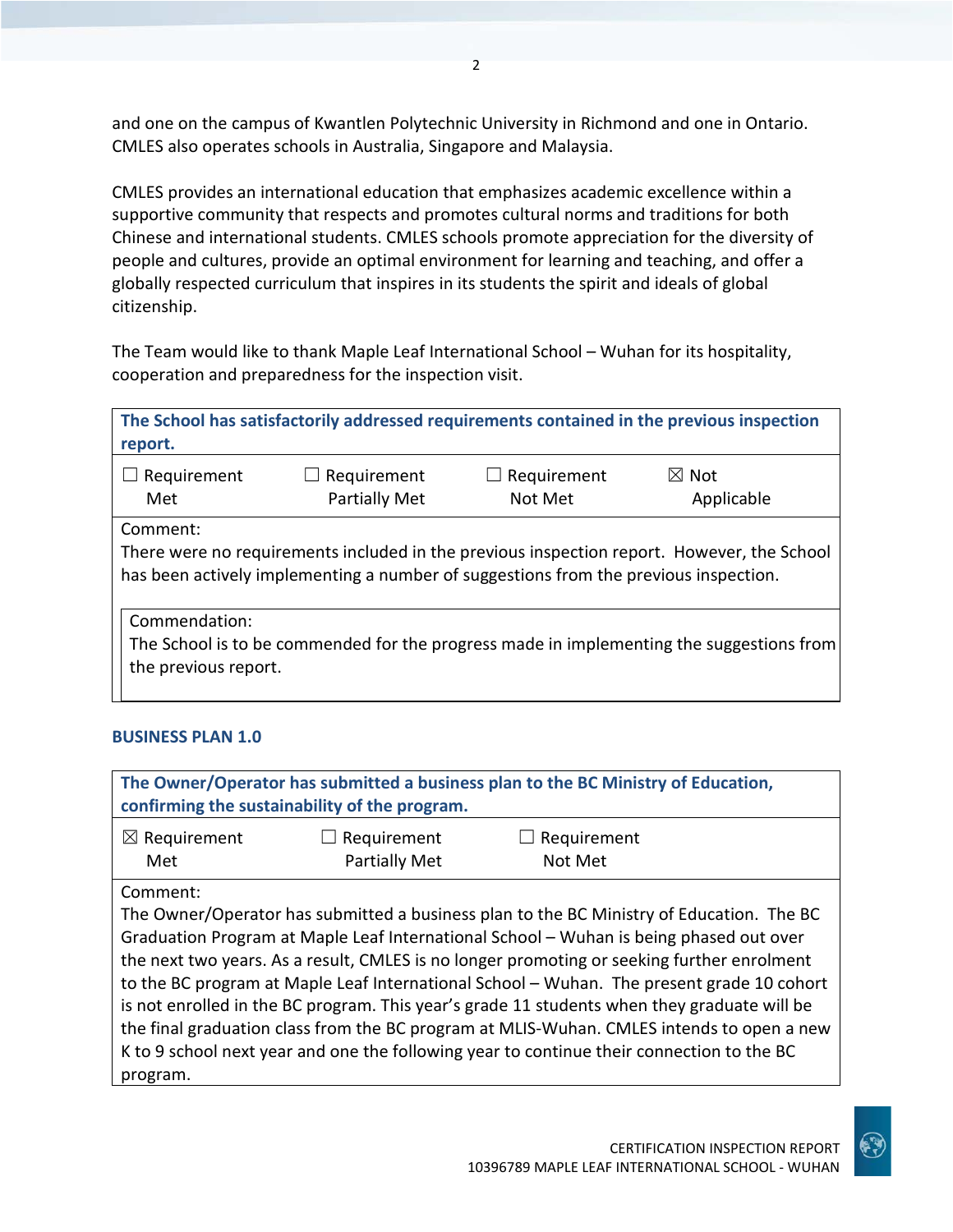and one on the campus of Kwantlen Polytechnic University in Richmond and one in Ontario. CMLES also operates schools in Australia, Singapore and Malaysia.

CMLES provides an international education that emphasizes academic excellence within a supportive community that respects and promotes cultural norms and traditions for both Chinese and international students. CMLES schools promote appreciation for the diversity of people and cultures, provide an optimal environment for learning and teaching, and offer a globally respected curriculum that inspires in its students the spirit and ideals of global citizenship.

The Team would like to thank Maple Leaf International School – Wuhan for its hospitality, cooperation and preparedness for the inspection visit.

| **The School has satisfactorily addressed requirements contained in the previous inspection report.** | | | |
|---|---|---|---|
| ☐ Requirement Met | ☐ Requirement Partially Met | ☐ Requirement Not Met | ☒ Not Applicable |
| Comment: There were no requirements included in the previous inspection report. However, the School has been actively implementing a number of suggestions from the previous inspection. | | | |
| Commendation: The School is to be commended for the progress made in implementing the suggestions from the previous report. | | | |

### BUSINESS PLAN 1.0

| **The Owner/Operator has submitted a business plan to the BC Ministry of Education, confirming the sustainability of the program.** | | |
|---|---|---|
| ☒ Requirement Met | ☐ Requirement Partially Met | ☐ Requirement Not Met |
| Comment: The Owner/Operator has submitted a business plan to the BC Ministry of Education. The BC Graduation Program at Maple Leaf International School – Wuhan is being phased out over the next two years. As a result, CMLES is no longer promoting or seeking further enrolment to the BC program at Maple Leaf International School – Wuhan. The present grade 10 cohort is not enrolled in the BC program. This year's grade 11 students when they graduate will be the final graduation class from the BC program at MLIS-Wuhan. CMLES intends to open a new K to 9 school next year and one the following year to continue their connection to the BC program. | | |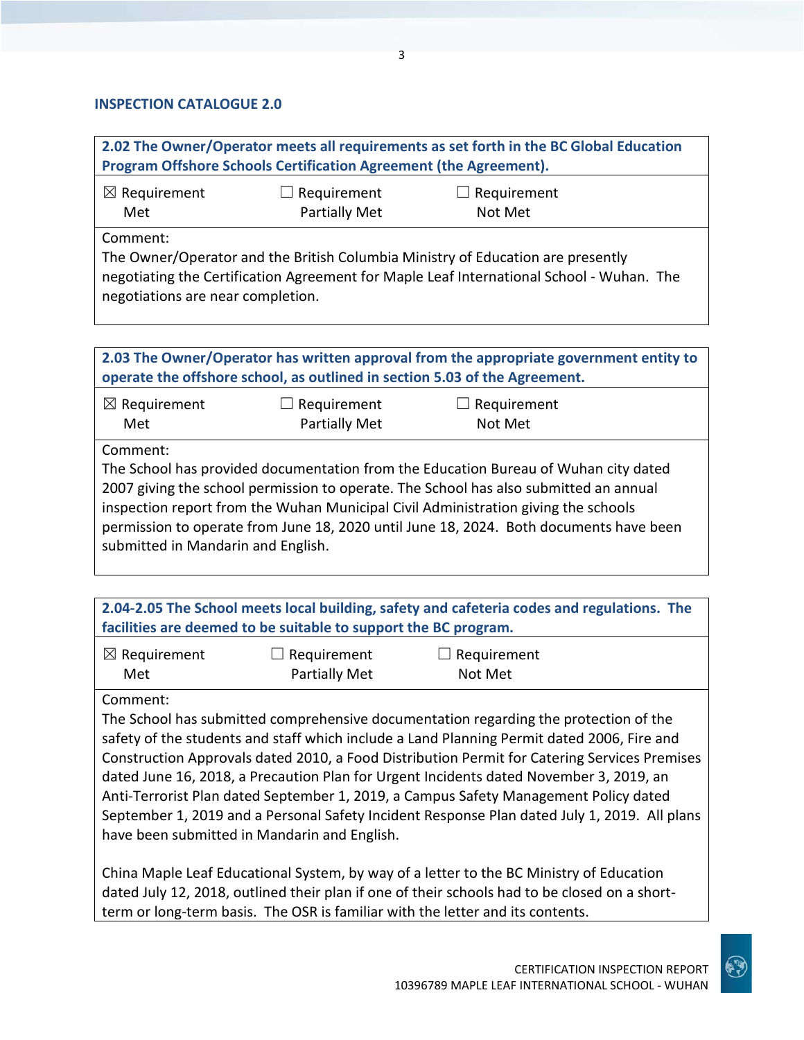## INSPECTION CATALOGUE 2.0

**2.02 The Owner/Operator meets all requirements as set forth in the BC Global Education Program Offshore Schools Certification Agreement (the Agreement).**

☒ Requirement Met ☐ Requirement Partially Met ☐ Requirement Not Met

Comment:
The Owner/Operator and the British Columbia Ministry of Education are presently negotiating the Certification Agreement for Maple Leaf International School - Wuhan. The negotiations are near completion.

**2.03 The Owner/Operator has written approval from the appropriate government entity to operate the offshore school, as outlined in section 5.03 of the Agreement.**

☒ Requirement Met ☐ Requirement Partially Met ☐ Requirement Not Met

Comment:
The School has provided documentation from the Education Bureau of Wuhan city dated 2007 giving the school permission to operate. The School has also submitted an annual inspection report from the Wuhan Municipal Civil Administration giving the schools permission to operate from June 18, 2020 until June 18, 2024. Both documents have been submitted in Mandarin and English.

**2.04-2.05 The School meets local building, safety and cafeteria codes and regulations. The facilities are deemed to be suitable to support the BC program.**

☒ Requirement Met ☐ Requirement Partially Met ☐ Requirement Not Met

Comment:
The School has submitted comprehensive documentation regarding the protection of the safety of the students and staff which include a Land Planning Permit dated 2006, Fire and Construction Approvals dated 2010, a Food Distribution Permit for Catering Services Premises dated June 16, 2018, a Precaution Plan for Urgent Incidents dated November 3, 2019, an Anti-Terrorist Plan dated September 1, 2019, a Campus Safety Management Policy dated September 1, 2019 and a Personal Safety Incident Response Plan dated July 1, 2019. All plans have been submitted in Mandarin and English.

China Maple Leaf Educational System, by way of a letter to the BC Ministry of Education dated July 12, 2018, outlined their plan if one of their schools had to be closed on a short-term or long-term basis. The OSR is familiar with the letter and its contents.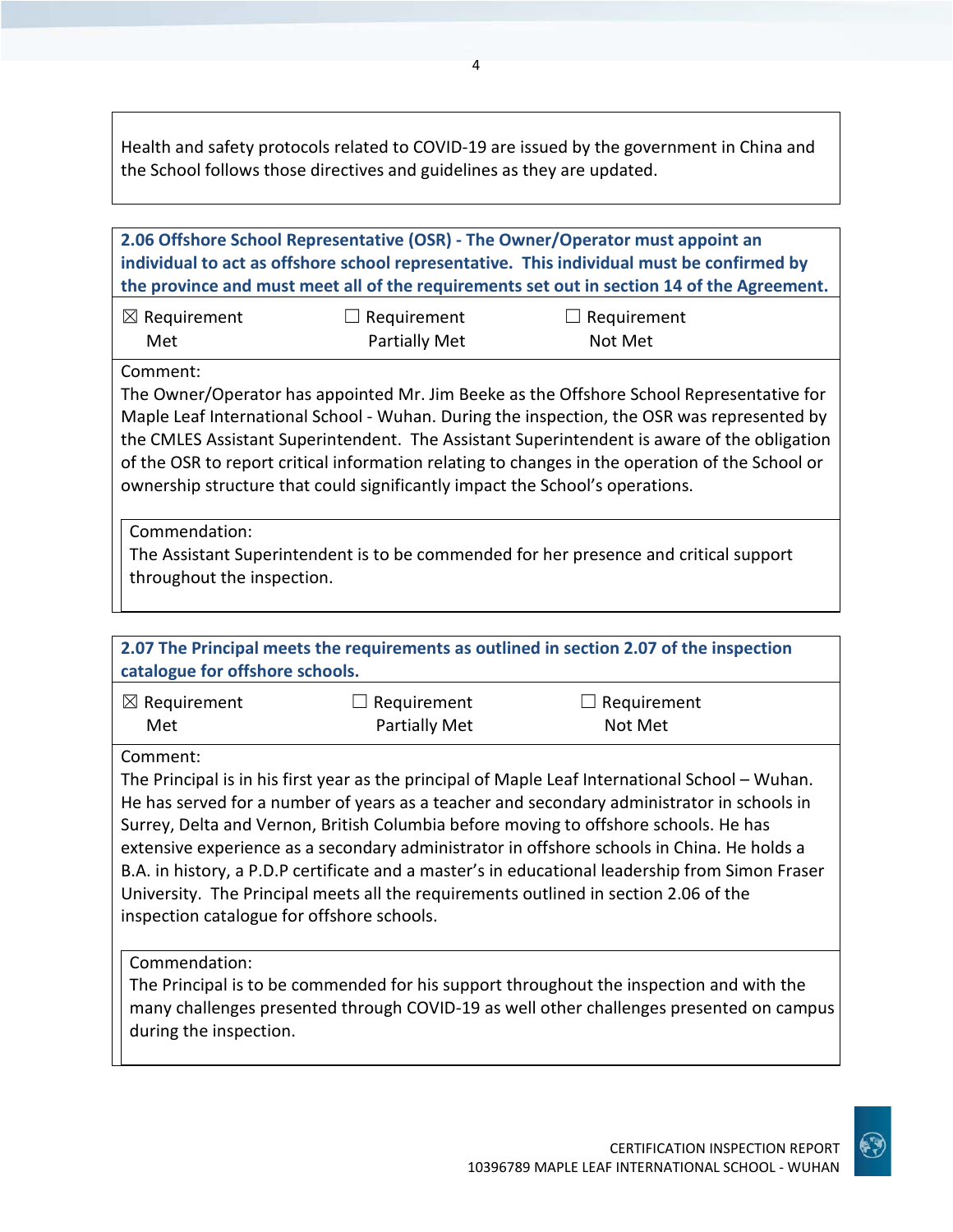Health and safety protocols related to COVID-19 are issued by the government in China and the School follows those directives and guidelines as they are updated.

**2.06 Offshore School Representative (OSR) - The Owner/Operator must appoint an individual to act as offshore school representative. This individual must be confirmed by the province and must meet all of the requirements set out in section 14 of the Agreement.**

| ☒ Requirement Met | ☐ Requirement Partially Met | ☐ Requirement Not Met |
|---|---|---|

Comment:
The Owner/Operator has appointed Mr. Jim Beeke as the Offshore School Representative for Maple Leaf International School - Wuhan. During the inspection, the OSR was represented by the CMLES Assistant Superintendent. The Assistant Superintendent is aware of the obligation of the OSR to report critical information relating to changes in the operation of the School or ownership structure that could significantly impact the School's operations.

Commendation:
The Assistant Superintendent is to be commended for her presence and critical support throughout the inspection.

**2.07 The Principal meets the requirements as outlined in section 2.07 of the inspection catalogue for offshore schools.**

| ☒ Requirement Met | ☐ Requirement Partially Met | ☐ Requirement Not Met |
|---|---|---|

Comment:
The Principal is in his first year as the principal of Maple Leaf International School – Wuhan. He has served for a number of years as a teacher and secondary administrator in schools in Surrey, Delta and Vernon, British Columbia before moving to offshore schools. He has extensive experience as a secondary administrator in offshore schools in China. He holds a B.A. in history, a P.D.P certificate and a master's in educational leadership from Simon Fraser University. The Principal meets all the requirements outlined in section 2.06 of the inspection catalogue for offshore schools.

Commendation:
The Principal is to be commended for his support throughout the inspection and with the many challenges presented through COVID-19 as well other challenges presented on campus during the inspection.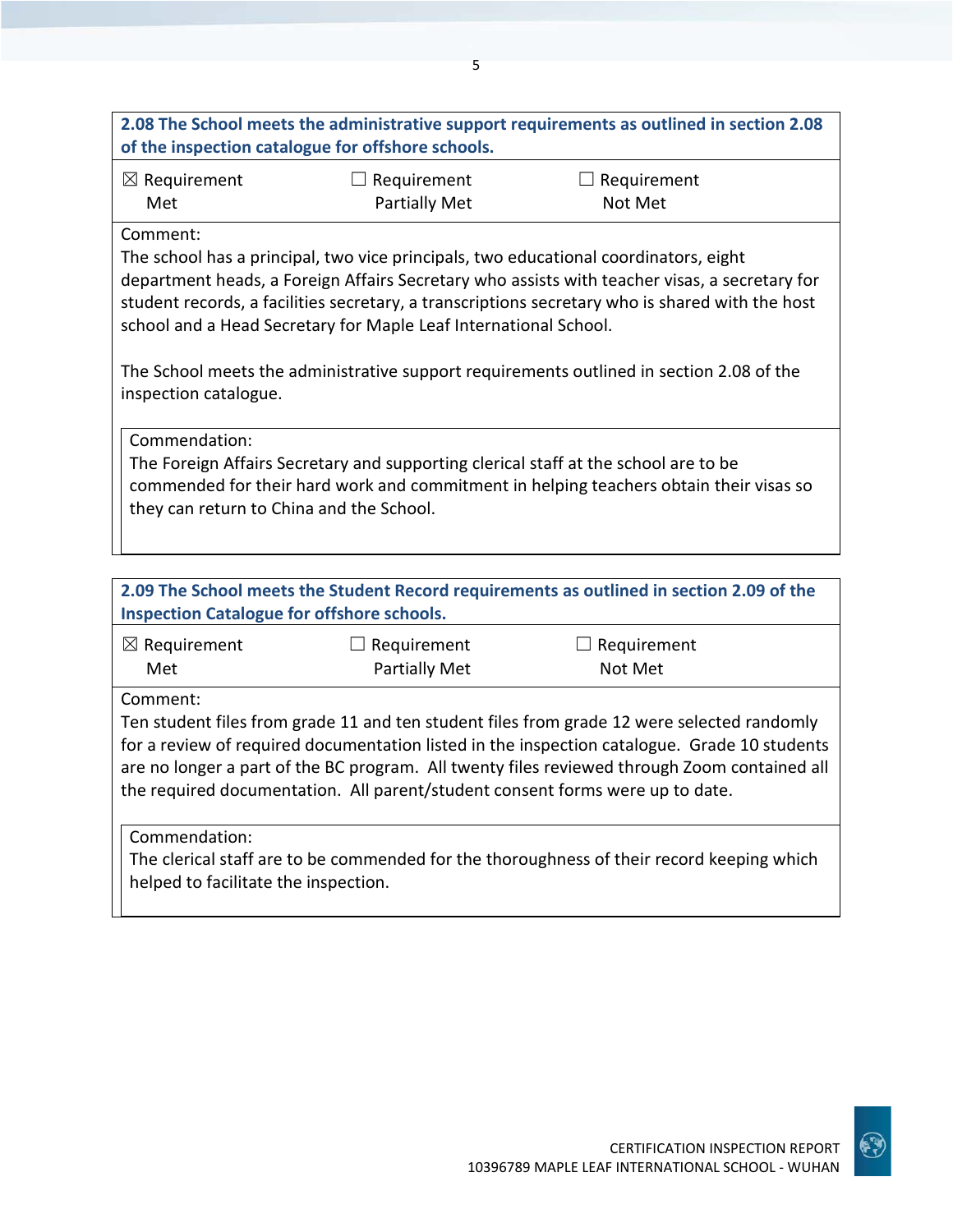**2.08 The School meets the administrative support requirements as outlined in section 2.08 of the inspection catalogue for offshore schools.**

| ☒ Requirement Met | ☐ Requirement Partially Met | ☐ Requirement Not Met |
|---|---|---|

Comment:

The school has a principal, two vice principals, two educational coordinators, eight department heads, a Foreign Affairs Secretary who assists with teacher visas, a secretary for student records, a facilities secretary, a transcriptions secretary who is shared with the host school and a Head Secretary for Maple Leaf International School.

The School meets the administrative support requirements outlined in section 2.08 of the inspection catalogue.

Commendation:

The Foreign Affairs Secretary and supporting clerical staff at the school are to be commended for their hard work and commitment in helping teachers obtain their visas so they can return to China and the School.

**2.09 The School meets the Student Record requirements as outlined in section 2.09 of the Inspection Catalogue for offshore schools.**

| ☒ Requirement Met | ☐ Requirement Partially Met | ☐ Requirement Not Met |
|---|---|---|

Comment:

Ten student files from grade 11 and ten student files from grade 12 were selected randomly for a review of required documentation listed in the inspection catalogue. Grade 10 students are no longer a part of the BC program. All twenty files reviewed through Zoom contained all the required documentation. All parent/student consent forms were up to date.

Commendation:

The clerical staff are to be commended for the thoroughness of their record keeping which helped to facilitate the inspection.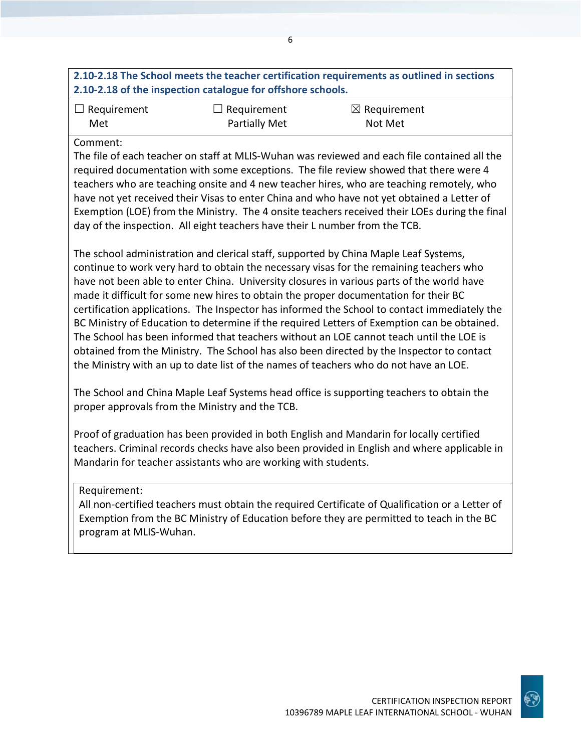**2.10-2.18 The School meets the teacher certification requirements as outlined in sections 2.10-2.18 of the inspection catalogue for offshore schools.**

| ☐ Requirement Met | ☐ Requirement Partially Met | ☒ Requirement Not Met |
|---|---|---|

Comment:

The file of each teacher on staff at MLIS-Wuhan was reviewed and each file contained all the required documentation with some exceptions. The file review showed that there were 4 teachers who are teaching onsite and 4 new teacher hires, who are teaching remotely, who have not yet received their Visas to enter China and who have not yet obtained a Letter of Exemption (LOE) from the Ministry. The 4 onsite teachers received their LOEs during the final day of the inspection. All eight teachers have their L number from the TCB.

The school administration and clerical staff, supported by China Maple Leaf Systems, continue to work very hard to obtain the necessary visas for the remaining teachers who have not been able to enter China. University closures in various parts of the world have made it difficult for some new hires to obtain the proper documentation for their BC certification applications. The Inspector has informed the School to contact immediately the BC Ministry of Education to determine if the required Letters of Exemption can be obtained. The School has been informed that teachers without an LOE cannot teach until the LOE is obtained from the Ministry. The School has also been directed by the Inspector to contact the Ministry with an up to date list of the names of teachers who do not have an LOE.

The School and China Maple Leaf Systems head office is supporting teachers to obtain the proper approvals from the Ministry and the TCB.

Proof of graduation has been provided in both English and Mandarin for locally certified teachers. Criminal records checks have also been provided in English and where applicable in Mandarin for teacher assistants who are working with students.

Requirement:

All non-certified teachers must obtain the required Certificate of Qualification or a Letter of Exemption from the BC Ministry of Education before they are permitted to teach in the BC program at MLIS-Wuhan.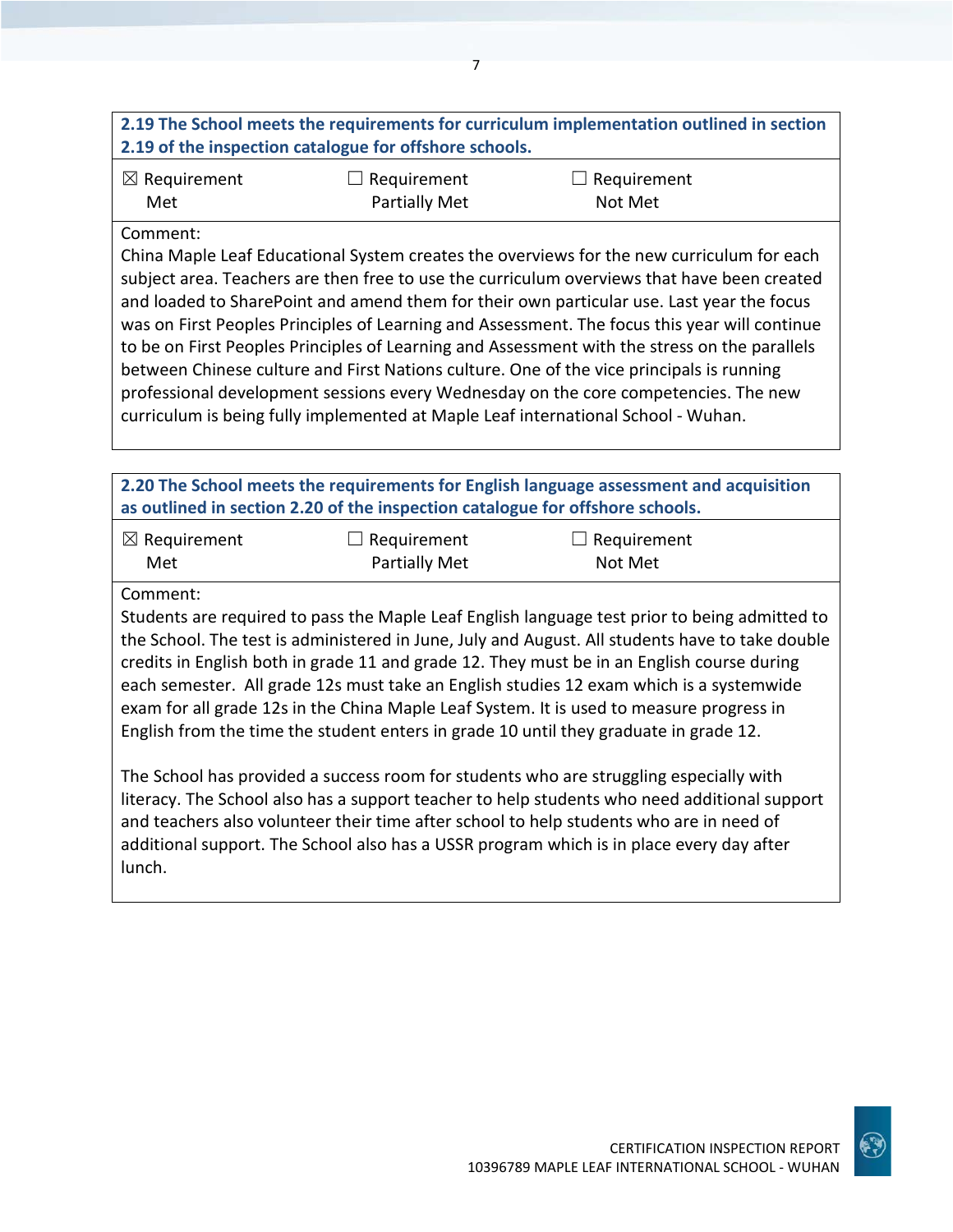**2.19 The School meets the requirements for curriculum implementation outlined in section 2.19 of the inspection catalogue for offshore schools.**

| ☒ Requirement Met | ☐ Requirement Partially Met | ☐ Requirement Not Met |
|---|---|---|

Comment:
China Maple Leaf Educational System creates the overviews for the new curriculum for each subject area. Teachers are then free to use the curriculum overviews that have been created and loaded to SharePoint and amend them for their own particular use. Last year the focus was on First Peoples Principles of Learning and Assessment. The focus this year will continue to be on First Peoples Principles of Learning and Assessment with the stress on the parallels between Chinese culture and First Nations culture. One of the vice principals is running professional development sessions every Wednesday on the core competencies. The new curriculum is being fully implemented at Maple Leaf international School - Wuhan.

**2.20 The School meets the requirements for English language assessment and acquisition as outlined in section 2.20 of the inspection catalogue for offshore schools.**

| ☒ Requirement Met | ☐ Requirement Partially Met | ☐ Requirement Not Met |
|---|---|---|

Comment:
Students are required to pass the Maple Leaf English language test prior to being admitted to the School. The test is administered in June, July and August. All students have to take double credits in English both in grade 11 and grade 12. They must be in an English course during each semester. All grade 12s must take an English studies 12 exam which is a systemwide exam for all grade 12s in the China Maple Leaf System. It is used to measure progress in English from the time the student enters in grade 10 until they graduate in grade 12.

The School has provided a success room for students who are struggling especially with literacy. The School also has a support teacher to help students who need additional support and teachers also volunteer their time after school to help students who are in need of additional support. The School also has a USSR program which is in place every day after lunch.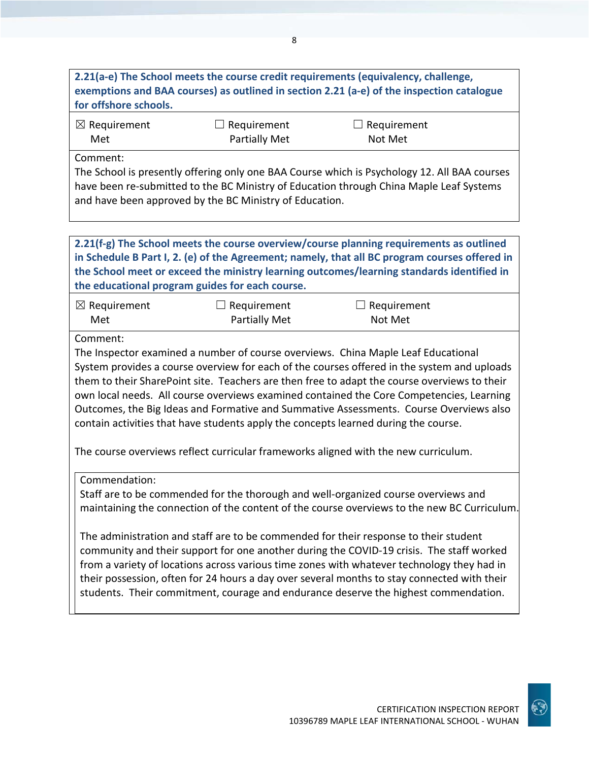**2.21(a-e) The School meets the course credit requirements (equivalency, challenge, exemptions and BAA courses) as outlined in section 2.21 (a-e) of the inspection catalogue for offshore schools.**

| ☒ Requirement Met | ☐ Requirement Partially Met | ☐ Requirement Not Met |
|---|---|---|

Comment:
The School is presently offering only one BAA Course which is Psychology 12. All BAA courses have been re-submitted to the BC Ministry of Education through China Maple Leaf Systems and have been approved by the BC Ministry of Education.

**2.21(f-g) The School meets the course overview/course planning requirements as outlined in Schedule B Part I, 2. (e) of the Agreement; namely, that all BC program courses offered in the School meet or exceed the ministry learning outcomes/learning standards identified in the educational program guides for each course.**

| ☒ Requirement Met | ☐ Requirement Partially Met | ☐ Requirement Not Met |
|---|---|---|

Comment:
The Inspector examined a number of course overviews. China Maple Leaf Educational System provides a course overview for each of the courses offered in the system and uploads them to their SharePoint site. Teachers are then free to adapt the course overviews to their own local needs. All course overviews examined contained the Core Competencies, Learning Outcomes, the Big Ideas and Formative and Summative Assessments. Course Overviews also contain activities that have students apply the concepts learned during the course.

The course overviews reflect curricular frameworks aligned with the new curriculum.

Commendation:
Staff are to be commended for the thorough and well-organized course overviews and maintaining the connection of the content of the course overviews to the new BC Curriculum.

The administration and staff are to be commended for their response to their student community and their support for one another during the COVID-19 crisis. The staff worked from a variety of locations across various time zones with whatever technology they had in their possession, often for 24 hours a day over several months to stay connected with their students. Their commitment, courage and endurance deserve the highest commendation.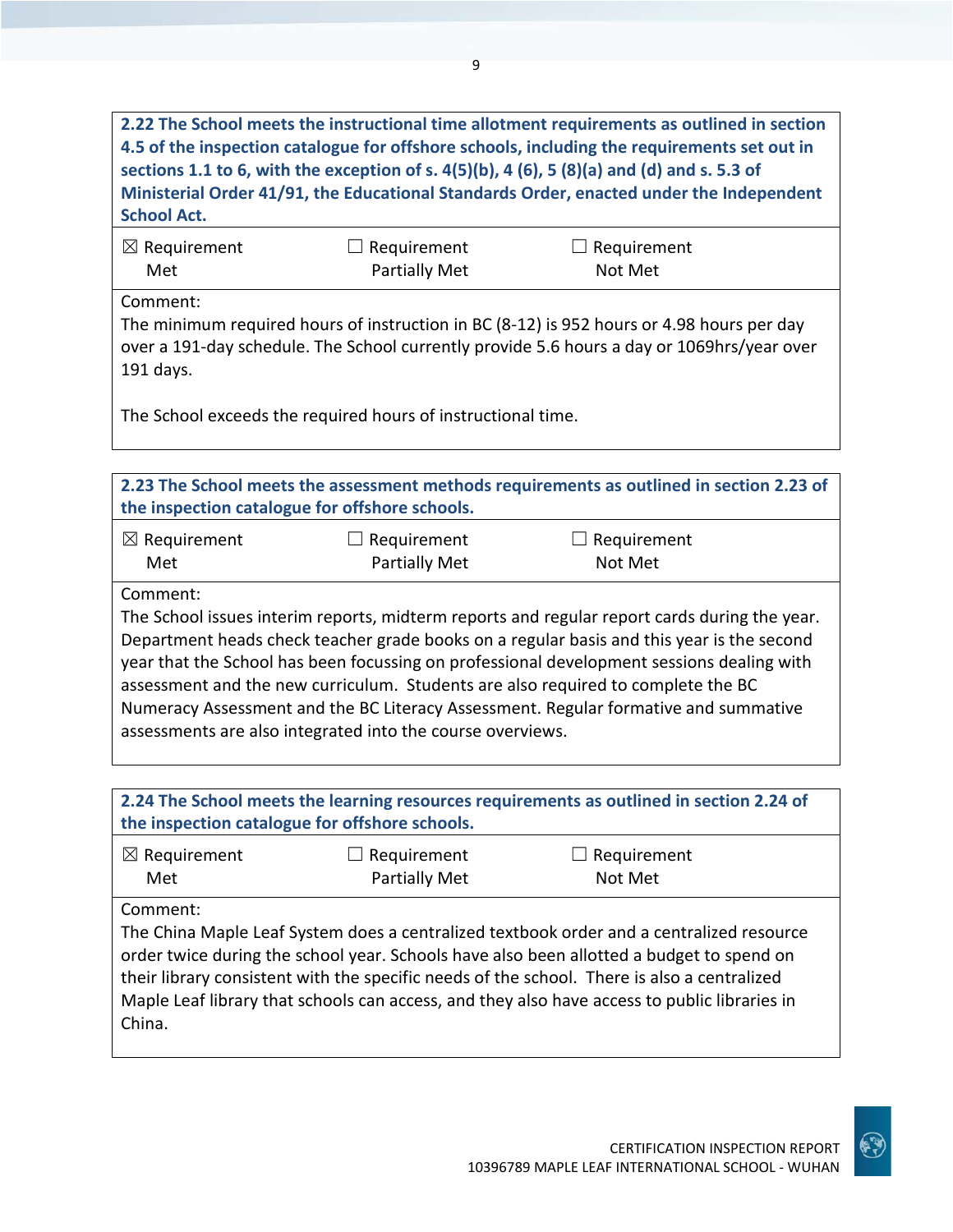**2.22 The School meets the instructional time allotment requirements as outlined in section 4.5 of the inspection catalogue for offshore schools, including the requirements set out in sections 1.1 to 6, with the exception of s. 4(5)(b), 4 (6), 5 (8)(a) and (d) and s. 5.3 of Ministerial Order 41/91, the Educational Standards Order, enacted under the Independent School Act.**

| ☒ Requirement Met | ☐ Requirement Partially Met | ☐ Requirement Not Met |
|---|---|---|

Comment:

The minimum required hours of instruction in BC (8-12) is 952 hours or 4.98 hours per day over a 191-day schedule. The School currently provide 5.6 hours a day or 1069hrs/year over 191 days.

The School exceeds the required hours of instructional time.

**2.23 The School meets the assessment methods requirements as outlined in section 2.23 of the inspection catalogue for offshore schools.**

| ☒ Requirement Met | ☐ Requirement Partially Met | ☐ Requirement Not Met |
|---|---|---|

Comment:

The School issues interim reports, midterm reports and regular report cards during the year. Department heads check teacher grade books on a regular basis and this year is the second year that the School has been focussing on professional development sessions dealing with assessment and the new curriculum. Students are also required to complete the BC Numeracy Assessment and the BC Literacy Assessment. Regular formative and summative assessments are also integrated into the course overviews.

**2.24 The School meets the learning resources requirements as outlined in section 2.24 of the inspection catalogue for offshore schools.**

| ☒ Requirement Met | ☐ Requirement Partially Met | ☐ Requirement Not Met |
|---|---|---|

Comment:

The China Maple Leaf System does a centralized textbook order and a centralized resource order twice during the school year. Schools have also been allotted a budget to spend on their library consistent with the specific needs of the school. There is also a centralized Maple Leaf library that schools can access, and they also have access to public libraries in China.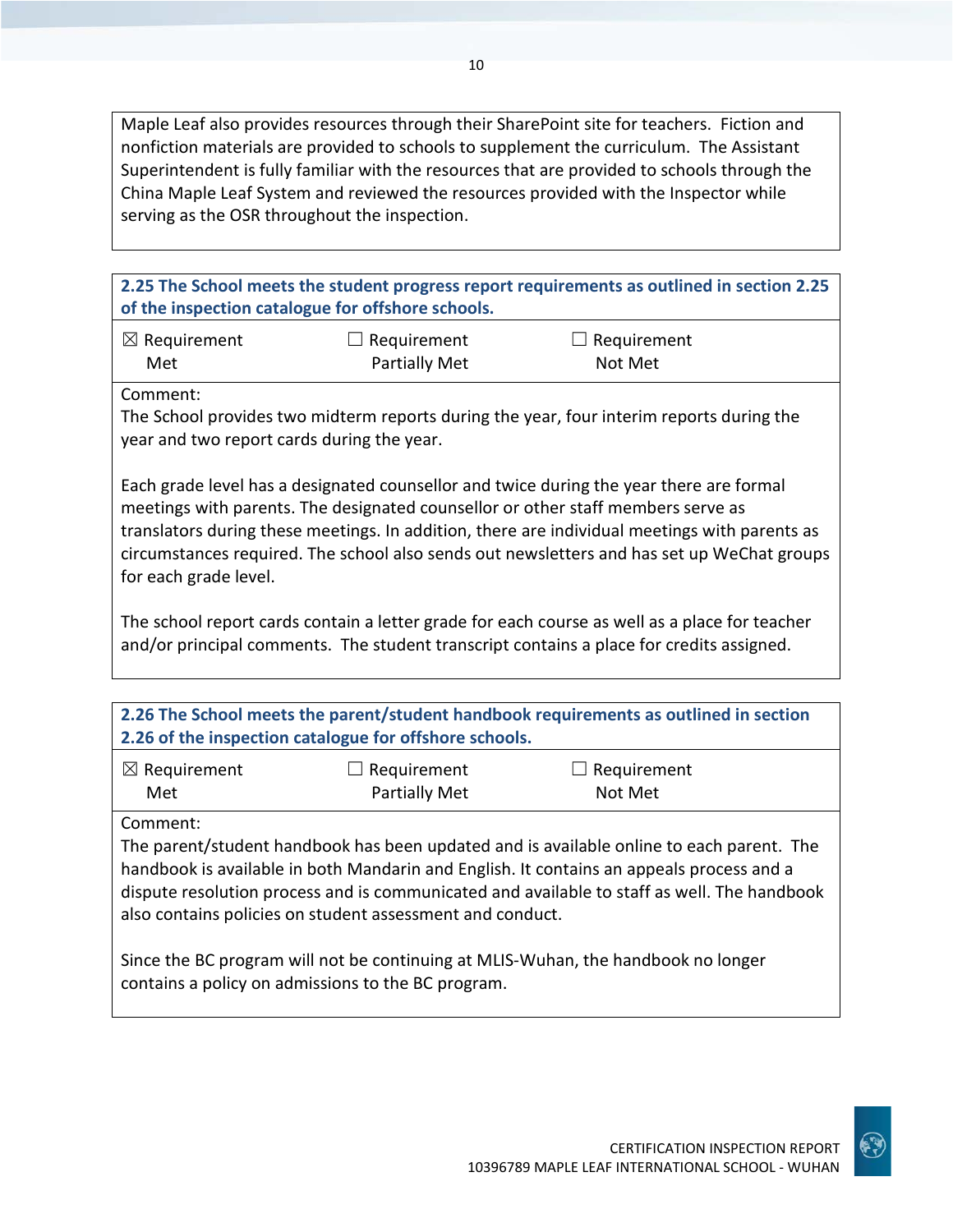Maple Leaf also provides resources through their SharePoint site for teachers. Fiction and nonfiction materials are provided to schools to supplement the curriculum. The Assistant Superintendent is fully familiar with the resources that are provided to schools through the China Maple Leaf System and reviewed the resources provided with the Inspector while serving as the OSR throughout the inspection.

**2.25 The School meets the student progress report requirements as outlined in section 2.25 of the inspection catalogue for offshore schools.**

| ☒ Requirement Met | ☐ Requirement Partially Met | ☐ Requirement Not Met |
|---|---|---|

Comment:
The School provides two midterm reports during the year, four interim reports during the year and two report cards during the year.

Each grade level has a designated counsellor and twice during the year there are formal meetings with parents. The designated counsellor or other staff members serve as translators during these meetings. In addition, there are individual meetings with parents as circumstances required. The school also sends out newsletters and has set up WeChat groups for each grade level.

The school report cards contain a letter grade for each course as well as a place for teacher and/or principal comments. The student transcript contains a place for credits assigned.

**2.26 The School meets the parent/student handbook requirements as outlined in section 2.26 of the inspection catalogue for offshore schools.**

| ☒ Requirement Met | ☐ Requirement Partially Met | ☐ Requirement Not Met |
|---|---|---|

Comment:
The parent/student handbook has been updated and is available online to each parent. The handbook is available in both Mandarin and English. It contains an appeals process and a dispute resolution process and is communicated and available to staff as well. The handbook also contains policies on student assessment and conduct.

Since the BC program will not be continuing at MLIS-Wuhan, the handbook no longer contains a policy on admissions to the BC program.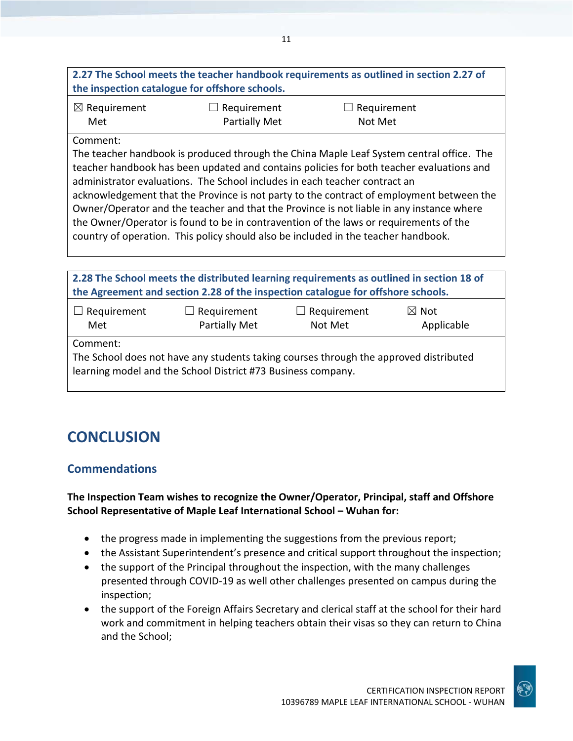| 2.27 The School meets the teacher handbook requirements as outlined in section 2.27 of the inspection catalogue for offshore schools. | | |
|---|---|---|
| ☒ Requirement Met | ☐ Requirement Partially Met | ☐ Requirement Not Met |
| Comment: The teacher handbook is produced through the China Maple Leaf System central office. The teacher handbook has been updated and contains policies for both teacher evaluations and administrator evaluations. The School includes in each teacher contract an acknowledgement that the Province is not party to the contract of employment between the Owner/Operator and the teacher and that the Province is not liable in any instance where the Owner/Operator is found to be in contravention of the laws or requirements of the country of operation. This policy should also be included in the teacher handbook. | | |

| 2.28 The School meets the distributed learning requirements as outlined in section 18 of the Agreement and section 2.28 of the inspection catalogue for offshore schools. | | | |
|---|---|---|---|
| ☐ Requirement Met | ☐ Requirement Partially Met | ☐ Requirement Not Met | ☒ Not Applicable |
| Comment: The School does not have any students taking courses through the approved distributed learning model and the School District #73 Business company. | | | |

# CONCLUSION

## Commendations

**The Inspection Team wishes to recognize the Owner/Operator, Principal, staff and Offshore School Representative of Maple Leaf International School – Wuhan for:**

- the progress made in implementing the suggestions from the previous report;
- the Assistant Superintendent's presence and critical support throughout the inspection;
- the support of the Principal throughout the inspection, with the many challenges presented through COVID-19 as well other challenges presented on campus during the inspection;
- the support of the Foreign Affairs Secretary and clerical staff at the school for their hard work and commitment in helping teachers obtain their visas so they can return to China and the School;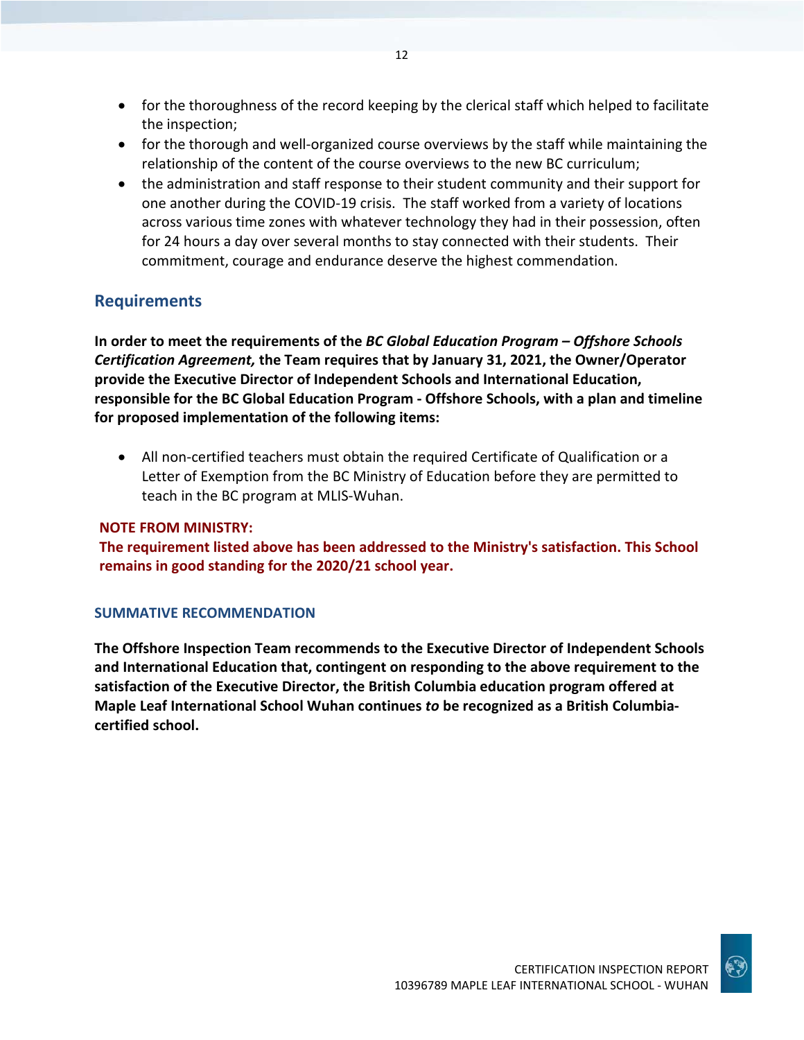- for the thoroughness of the record keeping by the clerical staff which helped to facilitate the inspection;
- for the thorough and well-organized course overviews by the staff while maintaining the relationship of the content of the course overviews to the new BC curriculum;
- the administration and staff response to their student community and their support for one another during the COVID-19 crisis. The staff worked from a variety of locations across various time zones with whatever technology they had in their possession, often for 24 hours a day over several months to stay connected with their students. Their commitment, courage and endurance deserve the highest commendation.

## Requirements

**In order to meet the requirements of the *BC Global Education Program – Offshore Schools Certification Agreement,* the Team requires that by January 31, 2021, the Owner/Operator provide the Executive Director of Independent Schools and International Education, responsible for the BC Global Education Program - Offshore Schools, with a plan and timeline for proposed implementation of the following items:**

- All non-certified teachers must obtain the required Certificate of Qualification or a Letter of Exemption from the BC Ministry of Education before they are permitted to teach in the BC program at MLIS-Wuhan.

**NOTE FROM MINISTRY:**
**The requirement listed above has been addressed to the Ministry's satisfaction. This School remains in good standing for the 2020/21 school year.**

### SUMMATIVE RECOMMENDATION

**The Offshore Inspection Team recommends to the Executive Director of Independent Schools and International Education that, contingent on responding to the above requirement to the satisfaction of the Executive Director, the British Columbia education program offered at Maple Leaf International School Wuhan continues *to* be recognized as a British Columbia-certified school.**